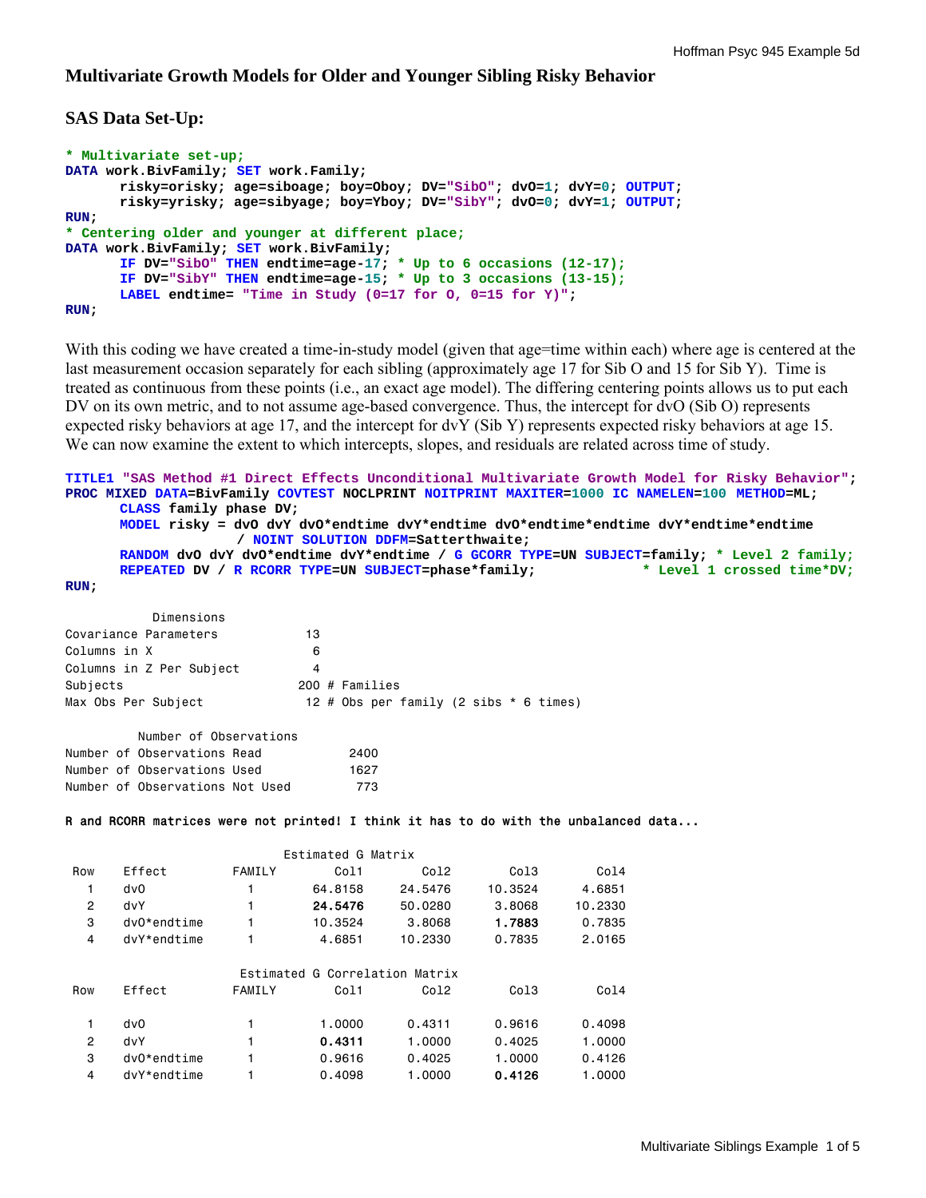# Multivariate Growth Models for Older and Younger Sibling Risky Behavior

## SAS Data Set-Up:

```
* Multivariate set-up;
DATA work.BivFamily; SET work.Family;
      risky=orisky; age=siboage; boy=Oboy; DV="SibO"; dvO=1; dvY=0; OUTPUT;
      risky=yrisky; age=sibyage; boy=Yboy; DV="SibY"; dvO=0; dvY=1; OUTPUT;
RUN;
* Centering older and younger at different place;
DATA work.BivFamily; SET work.BivFamily;
      IF DV="SibO" THEN endtime=age-17; * Up to 6 occasions (12-17);
      IF DV="SibY" THEN endtime=age-15; * Up to 3 occasions (13-15);
      LABEL endtime= "Time in Study (0=17 for O, 0=15 for Y)";
RUN;
```

With this coding we have created a time-in-study model (given that age=time within each) where age is centered at the last measurement occasion separately for each sibling (approximately age 17 for Sib O and 15 for Sib Y). Time is treated as continuous from these points (i.e., an exact age model). The differing centering points allows us to put each DV on its own metric, and to not assume age-based convergence. Thus, the intercept for dvO (Sib O) represents expected risky behaviors at age 17, and the intercept for dvY (Sib Y) represents expected risky behaviors at age 15. We can now examine the extent to which intercepts, slopes, and residuals are related across time of study.

```
TITLE1 "SAS Method #1 Direct Effects Unconditional Multivariate Growth Model for Risky Behavior";
PROC MIXED DATA=BivFamily COVTEST NOCLPRINT NOITPRINT MAXITER=1000 IC NAMELEN=100 METHOD=ML;
      CLASS family phase DV;
      MODEL risky = dvO dvY dvO*endtime dvY*endtime dvO*endtime*endtime dvY*endtime*endtime
                    / NOINT SOLUTION DDFM=Satterthwaite;
      RANDOM dvO dvY dvO*endtime dvY*endtime / G GCORR TYPE=UN SUBJECT=family; * Level 2 family;
      REPEATED DV / R RCORR TYPE=UN SUBJECT=phase*family;            * Level 1 crossed time*DV;
RUN;
```

```
           Dimensions
Covariance Parameters            13
Columns in X                      6
Columns in Z Per Subject          4
Subjects                        200 # Families
Max Obs Per Subject              12 # Obs per family (2 sibs * 6 times)

          Number of Observations
Number of Observations Read          2400
Number of Observations Used          1627
Number of Observations Not Used       773
```

**R and RCORR matrices were not printed! I think it has to do with the unbalanced data...**

Estimated G Matrix

| Row | Effect | FAMILY | Col1 | Col2 | Col3 | Col4 |
|---|---|---|---|---|---|---|
| 1 | dvO | 1 | 64.8158 | 24.5476 | 10.3524 | 4.6851 |
| 2 | dvY | 1 | **24.5476** | 50.0280 | 3.8068 | 10.2330 |
| 3 | dvO*endtime | 1 | 10.3524 | 3.8068 | **1.7883** | 0.7835 |
| 4 | dvY*endtime | 1 | 4.6851 | 10.2330 | 0.7835 | 2.0165 |

Estimated G Correlation Matrix

| Row | Effect | FAMILY | Col1 | Col2 | Col3 | Col4 |
|---|---|---|---|---|---|---|
| 1 | dvO | 1 | 1.0000 | 0.4311 | 0.9616 | 0.4098 |
| 2 | dvY | 1 | **0.4311** | 1.0000 | 0.4025 | 1.0000 |
| 3 | dvO*endtime | 1 | 0.9616 | 0.4025 | 1.0000 | 0.4126 |
| 4 | dvY*endtime | 1 | 0.4098 | 1.0000 | **0.4126** | 1.0000 |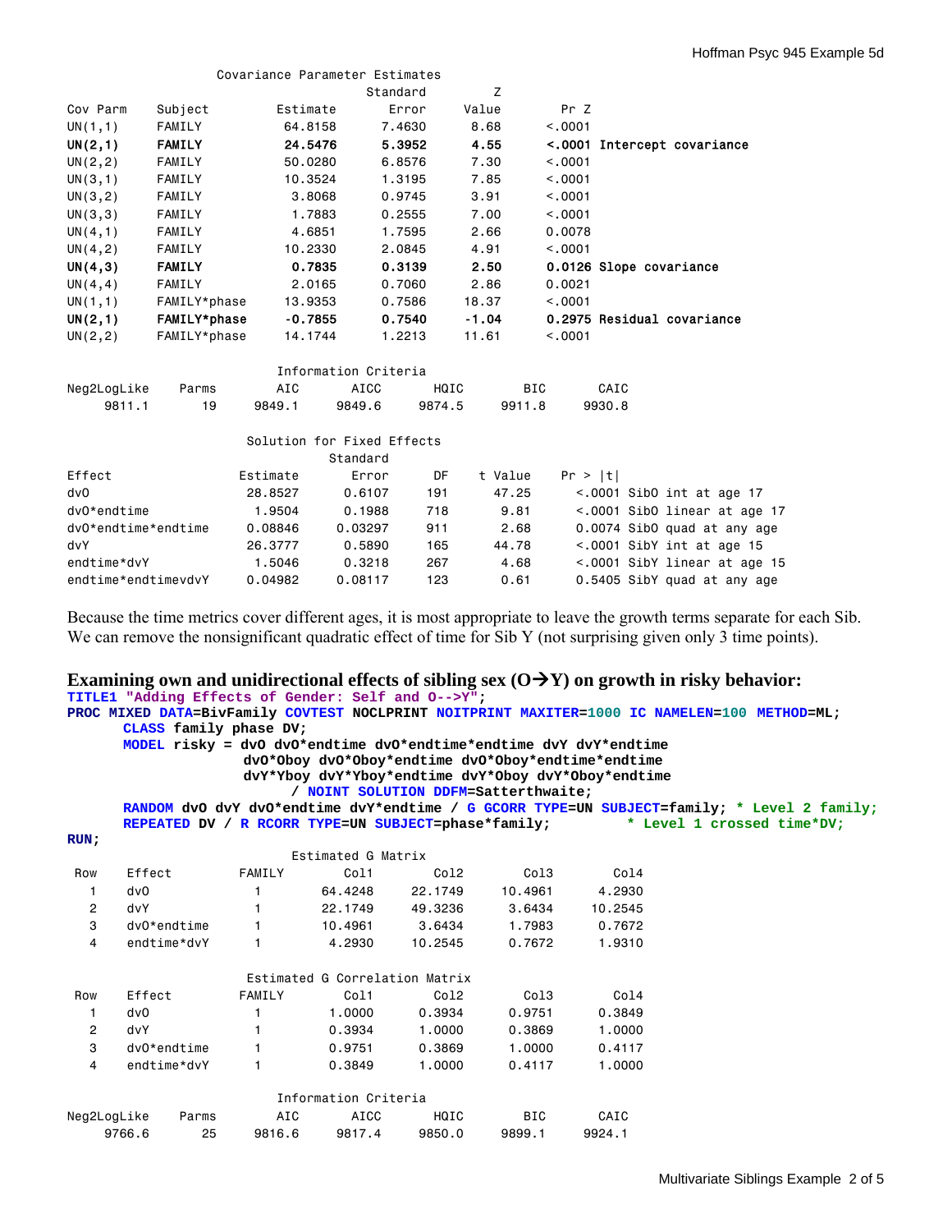**Covariance Parameter Estimates**

| Cov Parm | Subject | Estimate | Standard Error | Z Value | Pr Z | |
|---|---|---|---|---|---|---|
| UN(1,1) | FAMILY | 64.8158 | 7.4630 | 8.68 | <.0001 | |
| **UN(2,1)** | **FAMILY** | **24.5476** | **5.3952** | **4.55** | **<.0001** | **Intercept covariance** |
| UN(2,2) | FAMILY | 50.0280 | 6.8576 | 7.30 | <.0001 | |
| UN(3,1) | FAMILY | 10.3524 | 1.3195 | 7.85 | <.0001 | |
| UN(3,2) | FAMILY | 3.8068 | 0.9745 | 3.91 | <.0001 | |
| UN(3,3) | FAMILY | 1.7883 | 0.2555 | 7.00 | <.0001 | |
| UN(4,1) | FAMILY | 4.6851 | 1.7595 | 2.66 | 0.0078 | |
| UN(4,2) | FAMILY | 10.2330 | 2.0845 | 4.91 | <.0001 | |
| **UN(4,3)** | **FAMILY** | **0.7835** | **0.3139** | **2.50** | **0.0126** | **Slope covariance** |
| UN(4,4) | FAMILY | 2.0165 | 0.7060 | 2.86 | 0.0021 | |
| UN(1,1) | FAMILY*phase | 13.9353 | 0.7586 | 18.37 | <.0001 | |
| **UN(2,1)** | **FAMILY*phase** | **-0.7855** | **0.7540** | **-1.04** | **0.2975** | **Residual covariance** |
| UN(2,2) | FAMILY*phase | 14.1744 | 1.2213 | 11.61 | <.0001 | |

**Information Criteria**

| Neg2LogLike | Parms | AIC | AICC | HQIC | BIC | CAIC |
|---|---|---|---|---|---|---|
| 9811.1 | 19 | 9849.1 | 9849.6 | 9874.5 | 9911.8 | 9930.8 |

**Solution for Fixed Effects**

| Effect | Estimate | Standard Error | DF | t Value | Pr > \|t\| | |
|---|---|---|---|---|---|---|
| dvO | 28.8527 | 0.6107 | 191 | 47.25 | <.0001 | SibO int at age 17 |
| dvO*endtime | 1.9504 | 0.1988 | 718 | 9.81 | <.0001 | SibO linear at age 17 |
| dvO*endtime*endtime | 0.08846 | 0.03297 | 911 | 2.68 | 0.0074 | SibO quad at any age |
| dvY | 26.3777 | 0.5890 | 165 | 44.78 | <.0001 | SibY int at age 15 |
| endtime*dvY | 1.5046 | 0.3218 | 267 | 4.68 | <.0001 | SibY linear at age 15 |
| endtime*endtimevdvY | 0.04982 | 0.08117 | 123 | 0.61 | 0.5405 | SibY quad at any age |

Because the time metrics cover different ages, it is most appropriate to leave the growth terms separate for each Sib. We can remove the nonsignificant quadratic effect of time for Sib Y (not surprising given only 3 time points).

## Examining own and unidirectional effects of sibling sex (O→Y) on growth in risky behavior:

```
TITLE1 "Adding Effects of Gender: Self and O-->Y";
PROC MIXED DATA=BivFamily COVTEST NOCLPRINT NOITPRINT MAXITER=1000 IC NAMELEN=100 METHOD=ML;
      CLASS family phase DV;
      MODEL risky = dvO dvO*endtime dvO*endtime*endtime dvY dvY*endtime
                    dvO*Oboy dvO*Oboy*endtime dvO*Oboy*endtime*endtime
                    dvY*Yboy dvY*Yboy*endtime dvY*Oboy dvY*Oboy*endtime
                        / NOINT SOLUTION DDFM=Satterthwaite;
      RANDOM dvO dvY dvO*endtime dvY*endtime / G GCORR TYPE=UN SUBJECT=family; * Level 2 family;
      REPEATED DV / R RCORR TYPE=UN SUBJECT=phase*family;        * Level 1 crossed time*DV;
RUN;
```

**Estimated G Matrix**

| Row | Effect | FAMILY | Col1 | Col2 | Col3 | Col4 |
|---|---|---|---|---|---|---|
| 1 | dvO | 1 | 64.4248 | 22.1749 | 10.4961 | 4.2930 |
| 2 | dvY | 1 | 22.1749 | 49.3236 | 3.6434 | 10.2545 |
| 3 | dvO*endtime | 1 | 10.4961 | 3.6434 | 1.7983 | 0.7672 |
| 4 | endtime*dvY | 1 | 4.2930 | 10.2545 | 0.7672 | 1.9310 |

**Estimated G Correlation Matrix**

| Row | Effect | FAMILY | Col1 | Col2 | Col3 | Col4 |
|---|---|---|---|---|---|---|
| 1 | dvO | 1 | 1.0000 | 0.3934 | 0.9751 | 0.3849 |
| 2 | dvY | 1 | 0.3934 | 1.0000 | 0.3869 | 1.0000 |
| 3 | dvO*endtime | 1 | 0.9751 | 0.3869 | 1.0000 | 0.4117 |
| 4 | endtime*dvY | 1 | 0.3849 | 1.0000 | 0.4117 | 1.0000 |

**Information Criteria**

| Neg2LogLike | Parms | AIC | AICC | HQIC | BIC | CAIC |
|---|---|---|---|---|---|---|
| 9766.6 | 25 | 9816.6 | 9817.4 | 9850.0 | 9899.1 | 9924.1 |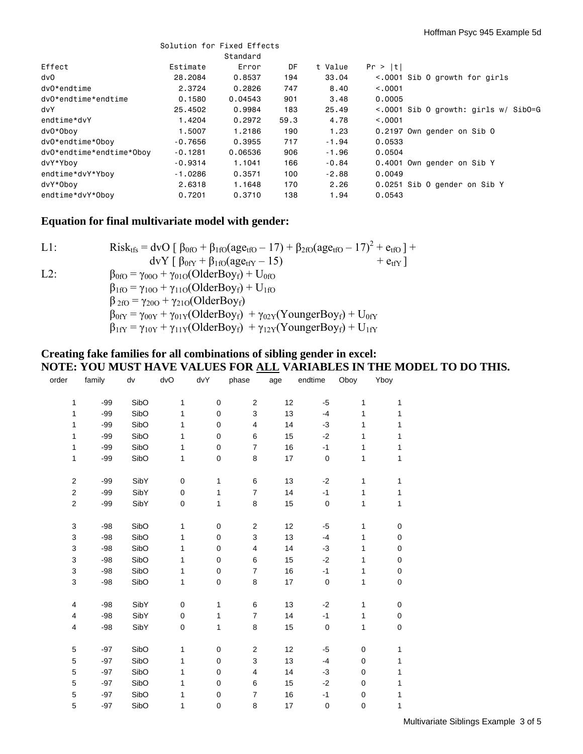```
                        Solution for Fixed Effects
                                    Standard
Effect                    Estimate       Error      DF    t Value    Pr > |t|
dvO                        28.2084      0.8537     194      33.04      <.0001 Sib O growth for girls
dvO*endtime                 2.3724      0.2826     747       8.40      <.0001
dvO*endtime*endtime         0.1580     0.04543     901       3.48      0.0005
dvY                        25.4502      0.9984     183      25.49      <.0001 Sib O growth: girls w/ SibO=G
endtime*dvY                 1.4204      0.2972    59.3       4.78      <.0001
dvO*Oboy                    1.5007      1.2186     190       1.23      0.2197 Own gender on Sib O
dvO*endtime*Oboy           -0.7656      0.3955     717      -1.94      0.0533
dvO*endtime*endtime*Oboy   -0.1281     0.06536     906      -1.96      0.0504
dvY*Yboy                   -0.9314      1.1041     166      -0.84      0.4001 Own gender on Sib Y
endtime*dvY*Yboy           -1.0286      0.3571     100      -2.88      0.0049
dvY*Oboy                    2.6318      1.1648     170       2.26      0.0251 Sib O gender on Sib Y
endtime*dvY*Oboy            0.7201      0.3710     138       1.94      0.0543
```

### Equation for final multivariate model with gender:

L1: $Risk_{tfs} = dvO\,[\,\beta_{0fO} + \beta_{1fO}(age_{tfO} - 17) + \beta_{2fO}(age_{tfO} - 17)^2 + e_{tfO}\,] + dvY\,[\,\beta_{0fY} + \beta_{1fO}(age_{tfY} - 15) + e_{tfY}\,]$

L2:

$\beta_{0fO} = \gamma_{00O} + \gamma_{01O}(OlderBoy_f) + U_{0fO}$

$\beta_{1fO} = \gamma_{10O} + \gamma_{11O}(OlderBoy_f) + U_{1fO}$

$\beta_{2fO} = \gamma_{20O} + \gamma_{21O}(OlderBoy_f)$

$\beta_{0fY} = \gamma_{00Y} + \gamma_{01Y}(OlderBoy_f) + \gamma_{02Y}(YoungerBoy_f) + U_{0fY}$

$\beta_{1fY} = \gamma_{10Y} + \gamma_{11Y}(OlderBoy_f) + \gamma_{12Y}(YoungerBoy_f) + U_{1fY}$

### Creating fake families for all combinations of sibling gender in excel:
### NOTE: YOU MUST HAVE VALUES FOR ALL VARIABLES IN THE MODEL TO DO THIS.

| order | family | dv | dvO | dvY | phase | age | endtime | Oboy | Yboy |
|---|---|---|---|---|---|---|---|---|---|
| 1 | -99 | SibO | 1 | 0 | 2 | 12 | -5 | 1 | 1 |
| 1 | -99 | SibO | 1 | 0 | 3 | 13 | -4 | 1 | 1 |
| 1 | -99 | SibO | 1 | 0 | 4 | 14 | -3 | 1 | 1 |
| 1 | -99 | SibO | 1 | 0 | 6 | 15 | -2 | 1 | 1 |
| 1 | -99 | SibO | 1 | 0 | 7 | 16 | -1 | 1 | 1 |
| 1 | -99 | SibO | 1 | 0 | 8 | 17 | 0 | 1 | 1 |
| 2 | -99 | SibY | 0 | 1 | 6 | 13 | -2 | 1 | 1 |
| 2 | -99 | SibY | 0 | 1 | 7 | 14 | -1 | 1 | 1 |
| 2 | -99 | SibY | 0 | 1 | 8 | 15 | 0 | 1 | 1 |
| 3 | -98 | SibO | 1 | 0 | 2 | 12 | -5 | 1 | 0 |
| 3 | -98 | SibO | 1 | 0 | 3 | 13 | -4 | 1 | 0 |
| 3 | -98 | SibO | 1 | 0 | 4 | 14 | -3 | 1 | 0 |
| 3 | -98 | SibO | 1 | 0 | 6 | 15 | -2 | 1 | 0 |
| 3 | -98 | SibO | 1 | 0 | 7 | 16 | -1 | 1 | 0 |
| 3 | -98 | SibO | 1 | 0 | 8 | 17 | 0 | 1 | 0 |
| 4 | -98 | SibY | 0 | 1 | 6 | 13 | -2 | 1 | 0 |
| 4 | -98 | SibY | 0 | 1 | 7 | 14 | -1 | 1 | 0 |
| 4 | -98 | SibY | 0 | 1 | 8 | 15 | 0 | 1 | 0 |
| 5 | -97 | SibO | 1 | 0 | 2 | 12 | -5 | 0 | 1 |
| 5 | -97 | SibO | 1 | 0 | 3 | 13 | -4 | 0 | 1 |
| 5 | -97 | SibO | 1 | 0 | 4 | 14 | -3 | 0 | 1 |
| 5 | -97 | SibO | 1 | 0 | 6 | 15 | -2 | 0 | 1 |
| 5 | -97 | SibO | 1 | 0 | 7 | 16 | -1 | 0 | 1 |
| 5 | -97 | SibO | 1 | 0 | 8 | 17 | 0 | 0 | 1 |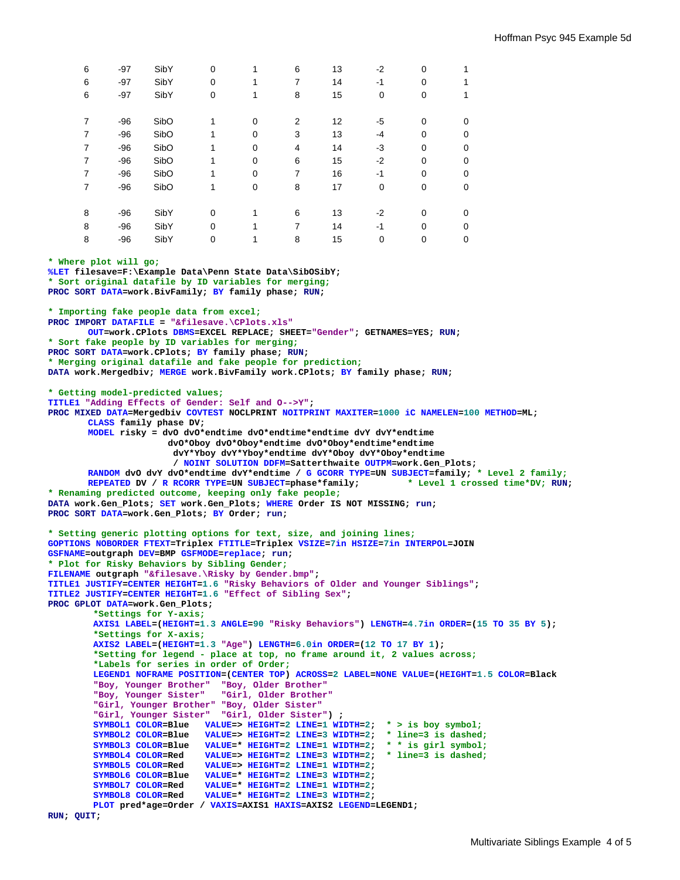| | | | | | | | | | |
|---|---|---|---|---|---|---|---|---|---|
| 6 | -97 | SibY | 0 | 1 | 6 | 13 | -2 | 0 | 1 |
| 6 | -97 | SibY | 0 | 1 | 7 | 14 | -1 | 0 | 1 |
| 6 | -97 | SibY | 0 | 1 | 8 | 15 | 0 | 0 | 1 |
| | | | | | | | | | |
| 7 | -96 | SibO | 1 | 0 | 2 | 12 | -5 | 0 | 0 |
| 7 | -96 | SibO | 1 | 0 | 3 | 13 | -4 | 0 | 0 |
| 7 | -96 | SibO | 1 | 0 | 4 | 14 | -3 | 0 | 0 |
| 7 | -96 | SibO | 1 | 0 | 6 | 15 | -2 | 0 | 0 |
| 7 | -96 | SibO | 1 | 0 | 7 | 16 | -1 | 0 | 0 |
| 7 | -96 | SibO | 1 | 0 | 8 | 17 | 0 | 0 | 0 |
| | | | | | | | | | |
| 8 | -96 | SibY | 0 | 1 | 6 | 13 | -2 | 0 | 0 |
| 8 | -96 | SibY | 0 | 1 | 7 | 14 | -1 | 0 | 0 |
| 8 | -96 | SibY | 0 | 1 | 8 | 15 | 0 | 0 | 0 |

```
* Where plot will go;
%LET filesave=F:\Example Data\Penn State Data\SibOSibY;
* Sort original datafile by ID variables for merging;
PROC SORT DATA=work.BivFamily; BY family phase; RUN;

* Importing fake people data from excel;
PROC IMPORT DATAFILE = "&filesave.\CPlots.xls"
       OUT=work.CPlots DBMS=EXCEL REPLACE; SHEET="Gender"; GETNAMES=YES; RUN;
* Sort fake people by ID variables for merging;
PROC SORT DATA=work.CPlots; BY family phase; RUN;
* Merging original datafile and fake people for prediction;
DATA work.Mergedbiv; MERGE work.BivFamily work.CPlots; BY family phase; RUN;

* Getting model-predicted values;
TITLE1 "Adding Effects of Gender: Self and O-->Y";
PROC MIXED DATA=Mergedbiv COVTEST NOCLPRINT NOITPRINT MAXITER=1000 iC NAMELEN=100 METHOD=ML;
       CLASS family phase DV;
       MODEL risky = dvO dvO*endtime dvO*endtime*endtime dvY dvY*endtime
                     dvO*Oboy dvO*Oboy*endtime dvO*Oboy*endtime*endtime
                      dvY*Yboy dvY*Yboy*endtime dvY*Oboy dvY*Oboy*endtime
                      / NOINT SOLUTION DDFM=Satterthwaite OUTPM=work.Gen_Plots;
       RANDOM dvO dvY dvO*endtime dvY*endtime / G GCORR TYPE=UN SUBJECT=family; * Level 2 family;
       REPEATED DV / R RCORR TYPE=UN SUBJECT=phase*family;        * Level 1 crossed time*DV; RUN;
* Renaming predicted outcome, keeping only fake people;
DATA work.Gen_Plots; SET work.Gen_Plots; WHERE Order IS NOT MISSING; run;
PROC SORT DATA=work.Gen_Plots; BY Order; run;

* Setting generic plotting options for text, size, and joining lines;
GOPTIONS NOBORDER FTEXT=Triplex FTITLE=Triplex VSIZE=7in HSIZE=7in INTERPOL=JOIN
GSFNAME=outgraph DEV=BMP GSFMODE=replace; run;
* Plot for Risky Behaviors by Sibling Gender;
FILENAME outgraph "&filesave.\Risky by Gender.bmp";
TITLE1 JUSTIFY=CENTER HEIGHT=1.6 "Risky Behaviors of Older and Younger Siblings";
TITLE2 JUSTIFY=CENTER HEIGHT=1.6 "Effect of Sibling Sex";
PROC GPLOT DATA=work.Gen_Plots;
        *Settings for Y-axis;
        AXIS1 LABEL=(HEIGHT=1.3 ANGLE=90 "Risky Behaviors") LENGTH=4.7in ORDER=(15 TO 35 BY 5);
        *Settings for X-axis;
        AXIS2 LABEL=(HEIGHT=1.3 "Age") LENGTH=6.0in ORDER=(12 TO 17 BY 1);
        *Setting for legend - place at top, no frame around it, 2 values across;
        *Labels for series in order of Order;
        LEGEND1 NOFRAME POSITION=(CENTER TOP) ACROSS=2 LABEL=NONE VALUE=(HEIGHT=1.5 COLOR=Black
        "Boy, Younger Brother"  "Boy, Older Brother"
        "Boy, Younger Sister"   "Girl, Older Brother"
        "Girl, Younger Brother" "Boy, Older Sister"
        "Girl, Younger Sister"  "Girl, Older Sister") ;
        SYMBOL1 COLOR=Blue   VALUE=> HEIGHT=2 LINE=1 WIDTH=2;  * > is boy symbol;
        SYMBOL2 COLOR=Blue   VALUE=> HEIGHT=2 LINE=3 WIDTH=2;  * line=3 is dashed;
        SYMBOL3 COLOR=Blue   VALUE=* HEIGHT=2 LINE=1 WIDTH=2;  * * is girl symbol;
        SYMBOL4 COLOR=Red    VALUE=> HEIGHT=2 LINE=3 WIDTH=2;  * line=3 is dashed;
        SYMBOL5 COLOR=Red    VALUE=> HEIGHT=2 LINE=1 WIDTH=2;
        SYMBOL6 COLOR=Blue   VALUE=* HEIGHT=2 LINE=3 WIDTH=2;
        SYMBOL7 COLOR=Red    VALUE=* HEIGHT=2 LINE=1 WIDTH=2;
        SYMBOL8 COLOR=Red    VALUE=* HEIGHT=2 LINE=3 WIDTH=2;
        PLOT pred*age=Order / VAXIS=AXIS1 HAXIS=AXIS2 LEGEND=LEGEND1;
RUN; QUIT;
```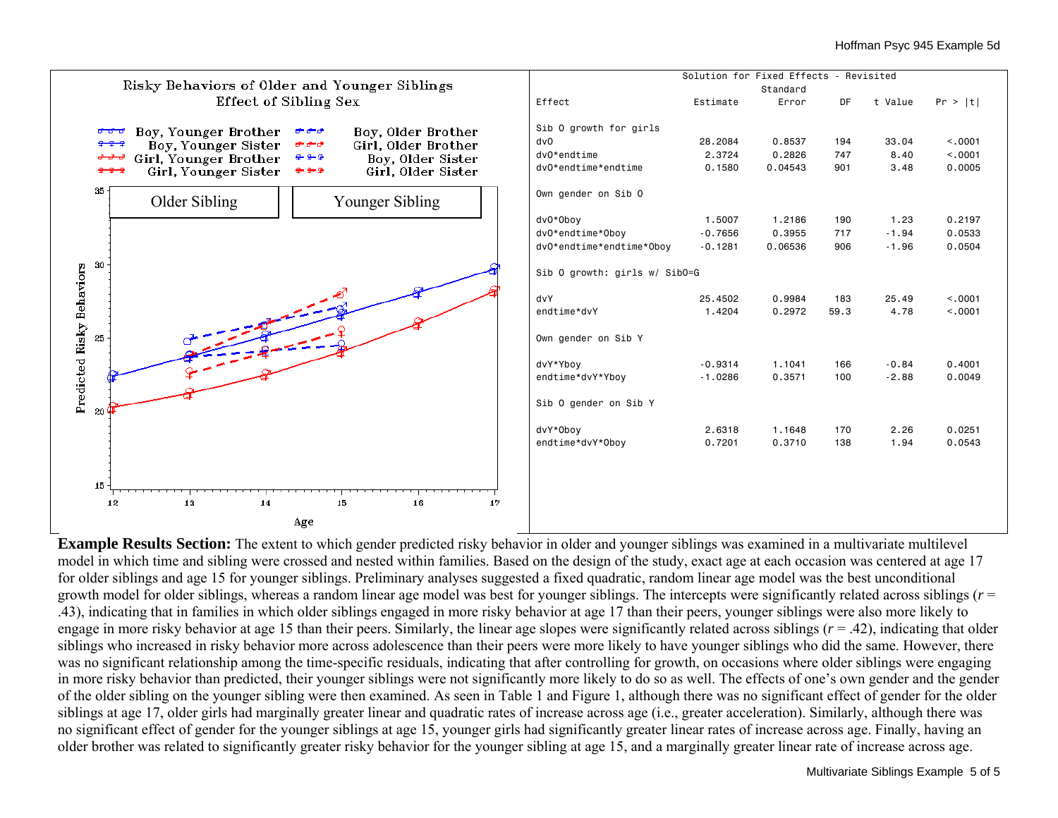Risky Behaviors of Older and Younger Siblings
Effect of Sibling Sex

Boy, Younger Brother
Boy, Younger Sister
Girl, Younger Brother
Girl, Younger Sister
Boy, Older Brother
Girl, Older Brother
Boy, Older Sister
Girl, Older Sister

Older Sibling
Younger Sibling

Predicted Risky Behaviors

15
20
25
30
35

12
13
14
15
16
17

Age

Solution for Fixed Effects - Revisited

| Effect | Estimate | Standard Error | DF | t Value | Pr > \|t\| |
|---|---|---|---|---|---|
| **Sib O growth for girls** | | | | | |
| dvO | 28.2084 | 0.8537 | 194 | 33.04 | <.0001 |
| dvO*endtime | 2.3724 | 0.2826 | 747 | 8.40 | <.0001 |
| dvO*endtime*endtime | 0.1580 | 0.04543 | 901 | 3.48 | 0.0005 |
| **Own gender on Sib O** | | | | | |
| dvO*Oboy | 1.5007 | 1.2186 | 190 | 1.23 | 0.2197 |
| dvO*endtime*Oboy | -0.7656 | 0.3955 | 717 | -1.94 | 0.0533 |
| dvO*endtime*endtime*Oboy | -0.1281 | 0.06536 | 906 | -1.96 | 0.0504 |
| **Sib O growth: girls w/ SibO=G** | | | | | |
| dvY | 25.4502 | 0.9984 | 183 | 25.49 | <.0001 |
| endtime*dvY | 1.4204 | 0.2972 | 59.3 | 4.78 | <.0001 |
| **Own gender on Sib Y** | | | | | |
| dvY*Yboy | -0.9314 | 1.1041 | 166 | -0.84 | 0.4001 |
| endtime*dvY*Yboy | -1.0286 | 0.3571 | 100 | -2.88 | 0.0049 |
| **Sib O gender on Sib Y** | | | | | |
| dvY*Oboy | 2.6318 | 1.1648 | 170 | 2.26 | 0.0251 |
| endtime*dvY*Oboy | 0.7201 | 0.3710 | 138 | 1.94 | 0.0543 |

**Example Results Section:** The extent to which gender predicted risky behavior in older and younger siblings was examined in a multivariate multilevel model in which time and sibling were crossed and nested within families. Based on the design of the study, exact age at each occasion was centered at age 17 for older siblings and age 15 for younger siblings. Preliminary analyses suggested a fixed quadratic, random linear age model was the best unconditional growth model for older siblings, whereas a random linear age model was best for younger siblings. The intercepts were significantly related across siblings (*r* = .43), indicating that in families in which older siblings engaged in more risky behavior at age 17 than their peers, younger siblings were also more likely to engage in more risky behavior at age 15 than their peers. Similarly, the linear age slopes were significantly related across siblings (*r* = .42), indicating that older siblings who increased in risky behavior more across adolescence than their peers were more likely to have younger siblings who did the same. However, there was no significant relationship among the time-specific residuals, indicating that after controlling for growth, on occasions where older siblings were engaging in more risky behavior than predicted, their younger siblings were not significantly more likely to do so as well. The effects of one's own gender and the gender of the older sibling on the younger sibling were then examined. As seen in Table 1 and Figure 1, although there was no significant effect of gender for the older siblings at age 17, older girls had marginally greater linear and quadratic rates of increase across age (i.e., greater acceleration). Similarly, although there was no significant effect of gender for the younger siblings at age 15, younger girls had significantly greater linear rates of increase across age. Finally, having an older brother was related to significantly greater risky behavior for the younger sibling at age 15, and a marginally greater linear rate of increase across age.